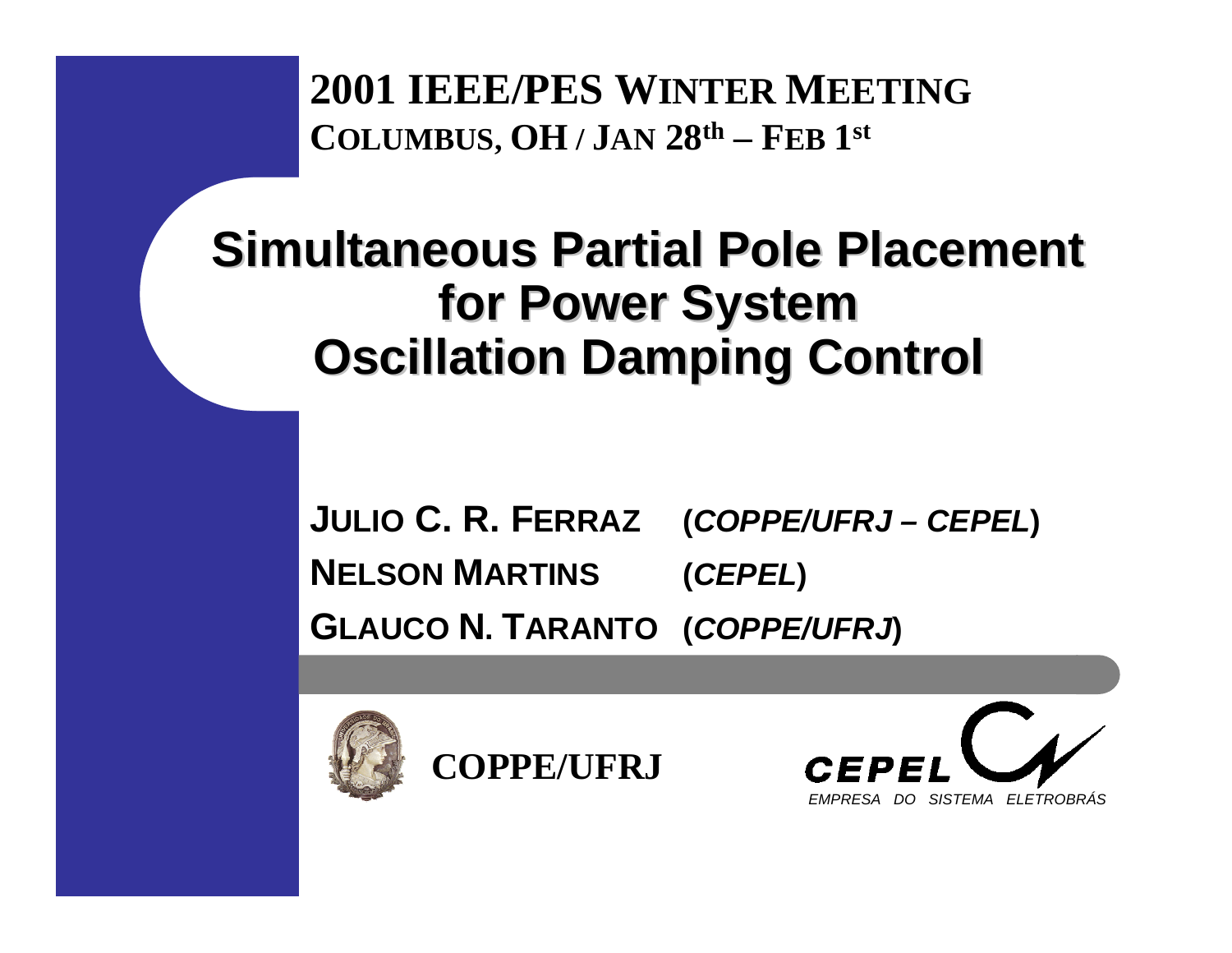**2001 IEEE/PES WINTER MEETING**
**COLUMBUS, OH / JAN 28th – FEB 1st**

# Simultaneous Partial Pole Placement for Power System Oscillation Damping Control

**JULIO C. R. FERRAZ** (*COPPE/UFRJ – CEPEL*)
**NELSON MARTINS** (*CEPEL*)
**GLAUCO N. TARANTO** (*COPPE/UFRJ*)

**COPPE/UFRJ**

**CEPEL**
*EMPRESA DO SISTEMA ELETROBRÁS*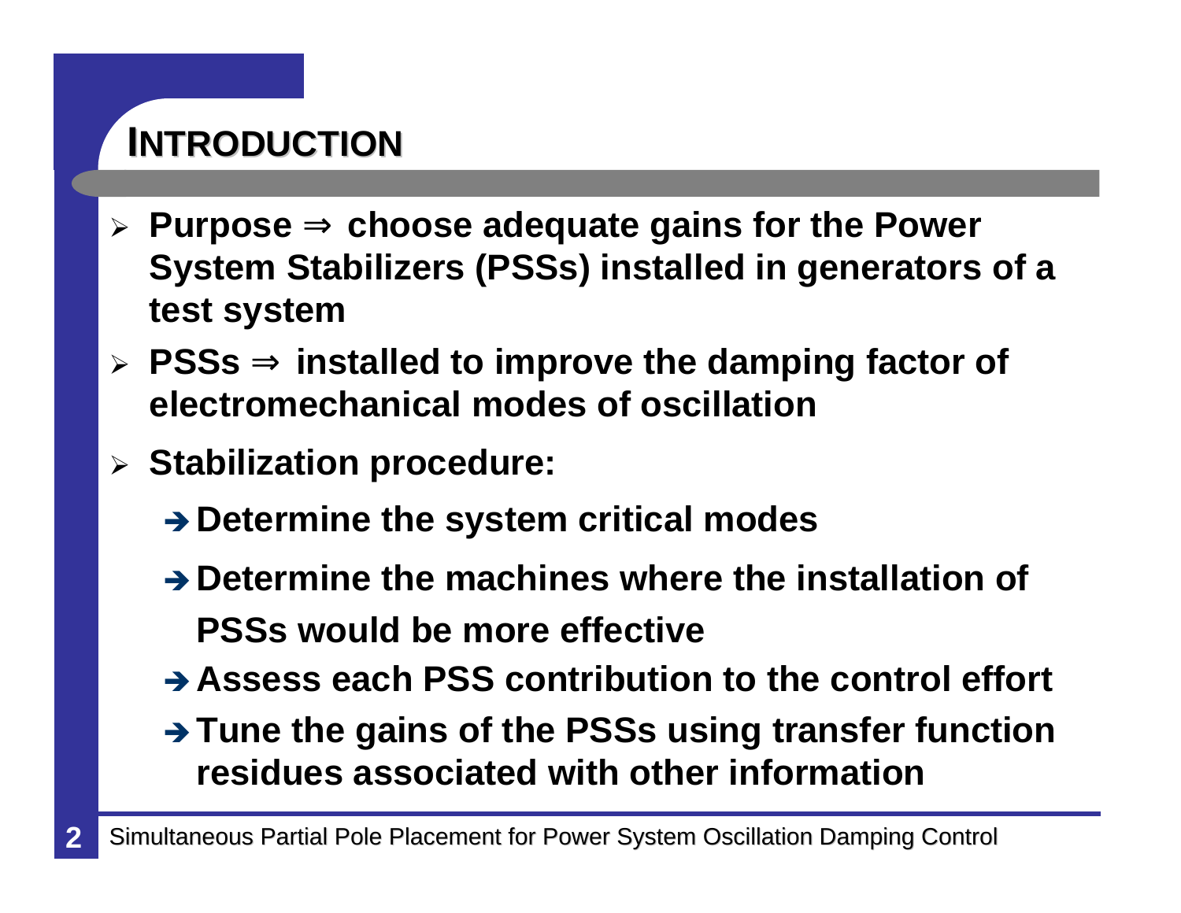# INTRODUCTION

- **Purpose ⇒ choose adequate gains for the Power System Stabilizers (PSSs) installed in generators of a test system**
- **PSSs ⇒ installed to improve the damping factor of electromechanical modes of oscillation**
- **Stabilization procedure:**
  - **→ Determine the system critical modes**
  - **→ Determine the machines where the installation of PSSs would be more effective**
  - **→ Assess each PSS contribution to the control effort**
  - **→ Tune the gains of the PSSs using transfer function residues associated with other information**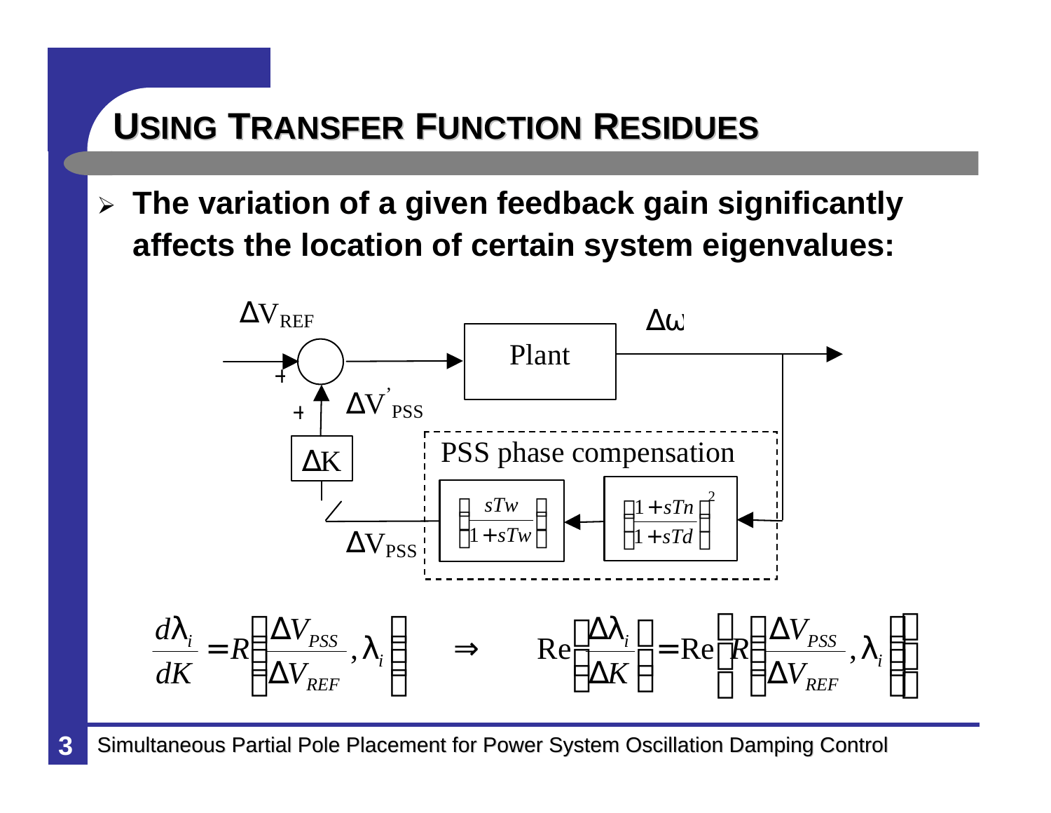# USING TRANSFER FUNCTION RESIDUES

- **The variation of a given feedback gain significantly affects the location of certain system eigenvalues:**

$\Delta V_{REF}$ — Plant — $\Delta\omega$

$\Delta V'_{PSS}$, $\Delta K$, $\Delta V_{PSS}$

PSS phase compensation: $\left(\frac{sTw}{1+sTw}\right)$, $\left(\frac{1+sTn}{1+sTd}\right)^2$

$$\frac{d\lambda_i}{dK} = R\left(\frac{\Delta V_{PSS}}{\Delta V_{REF}}, \lambda_i\right) \quad \Rightarrow \quad \mathrm{Re}\left(\frac{\Delta\lambda_i}{\Delta K}\right) = \mathrm{Re}\left(R\left(\frac{\Delta V_{PSS}}{\Delta V_{REF}}, \lambda_i\right)\right)$$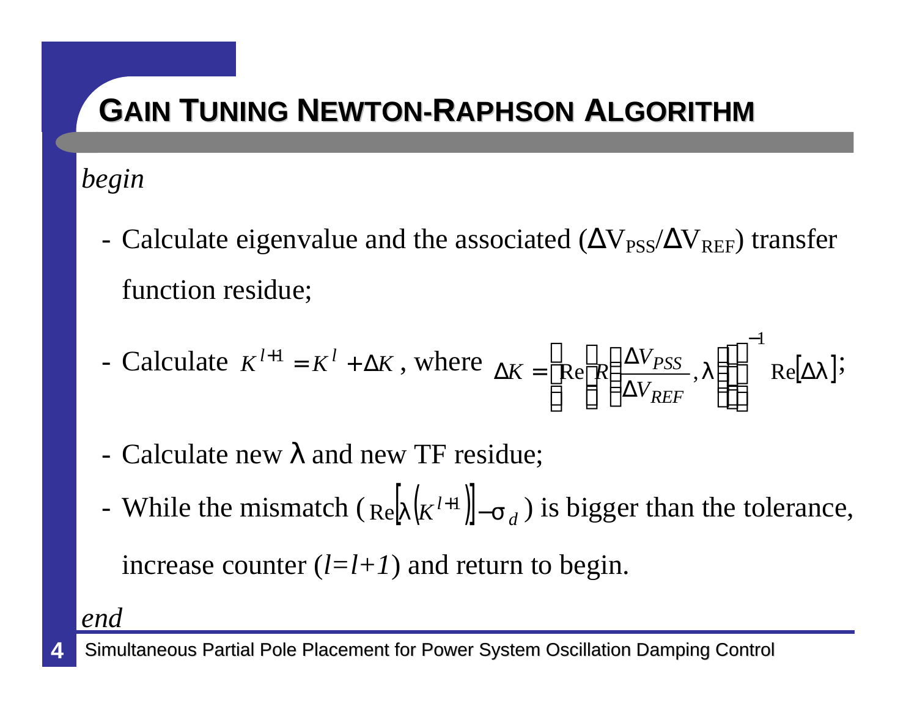# Gain Tuning Newton-Raphson Algorithm

*begin*

- Calculate eigenvalue and the associated ($\Delta V_{PSS}/\Delta V_{REF}$) transfer function residue;
- Calculate $K^{l+1} = K^{l} + \Delta K$, where $\Delta K = \left[\mathrm{Re}\left\{R\left(\frac{\Delta V_{PSS}}{\Delta V_{REF}}, \lambda\right)\right\}\right]^{-1} \mathrm{Re}[\Delta\lambda]$;
- Calculate new $\lambda$ and new TF residue;
- While the mismatch ($\mathrm{Re}\left[\lambda\left(K^{l+1}\right)\right] - \sigma_d$) is bigger than the tolerance, increase counter ($l=l+1$) and return to begin.

*end*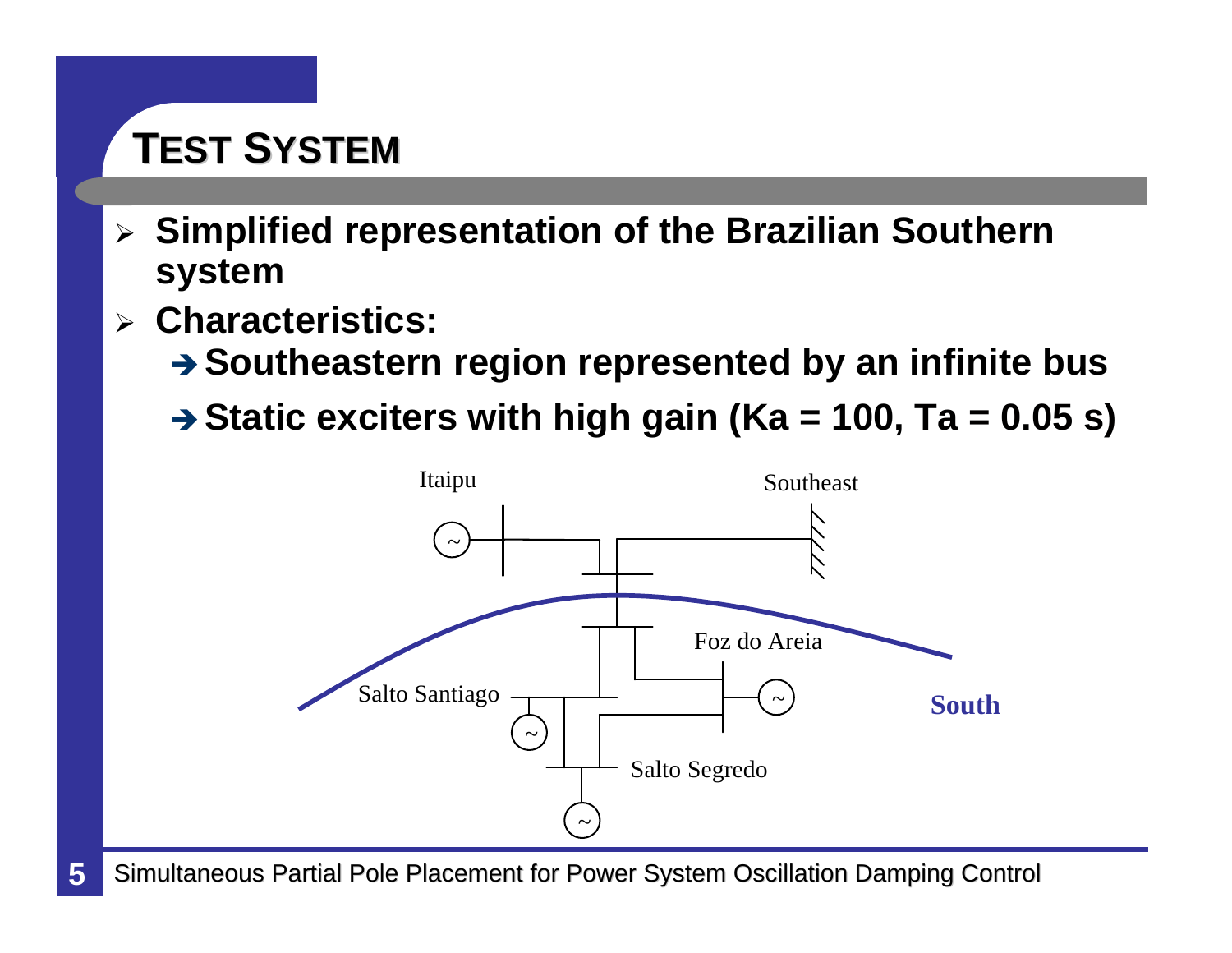# TEST SYSTEM

- **Simplified representation of the Brazilian Southern system**
- **Characteristics:**
  - ➔ **Southeastern region represented by an infinite bus**
  - ➔ **Static exciters with high gain (Ka = 100, Ta = 0.05 s)**

Itaipu

Southeast

Foz do Areia

Salto Santiago

Salto Segredo

South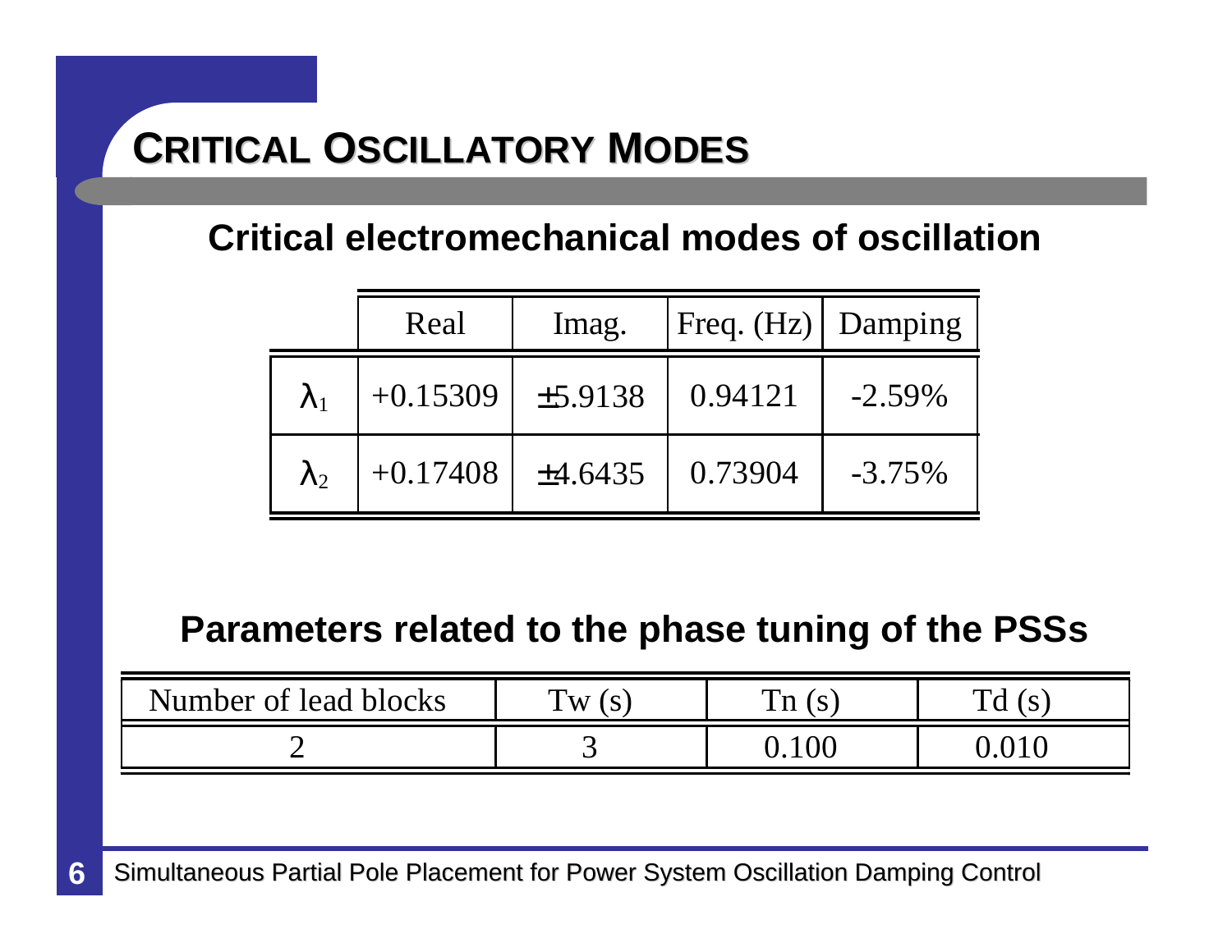# CRITICAL OSCILLATORY MODES

## Critical electromechanical modes of oscillation

| | Real | Imag. | Freq. (Hz) | Damping |
|---|---|---|---|---|
| $\lambda_1$ | +0.15309 | ±5.9138 | 0.94121 | -2.59% |
| $\lambda_2$ | +0.17408 | ±4.6435 | 0.73904 | -3.75% |

## Parameters related to the phase tuning of the PSSs

| Number of lead blocks | Tw (s) | Tn (s) | Td (s) |
|---|---|---|---|
| 2 | 3 | 0.100 | 0.010 |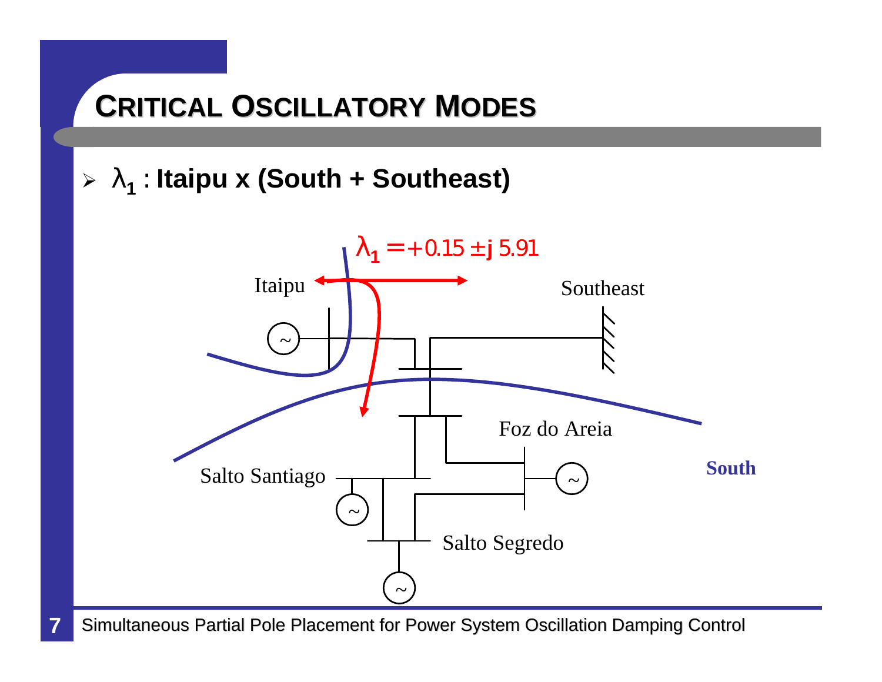# Critical Oscillatory Modes

- $\lambda_1$ : **Itaipu x (South + Southeast)**

$\lambda_1 = +0.15 \pm j\,5.91$

Itaipu

Southeast

Foz do Areia

South

Salto Santiago

Salto Segredo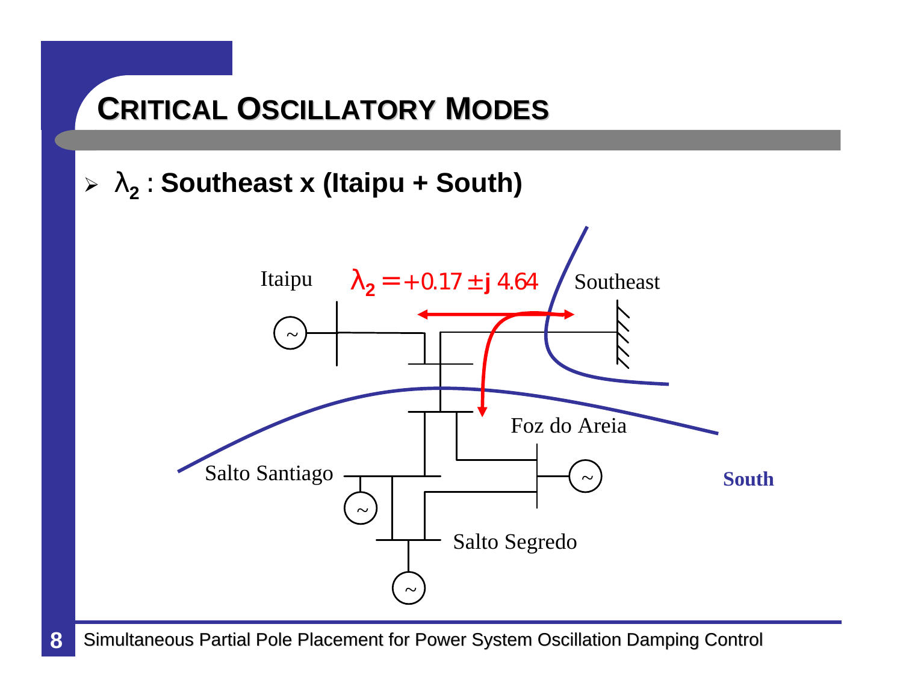# CRITICAL OSCILLATORY MODES

- $\lambda_2$ : **Southeast x (Itaipu + South)**

Itaipu

$\lambda_2 = +0.17 \pm j\,4.64$

Southeast

Foz do Areia

Salto Santiago

South

Salto Segredo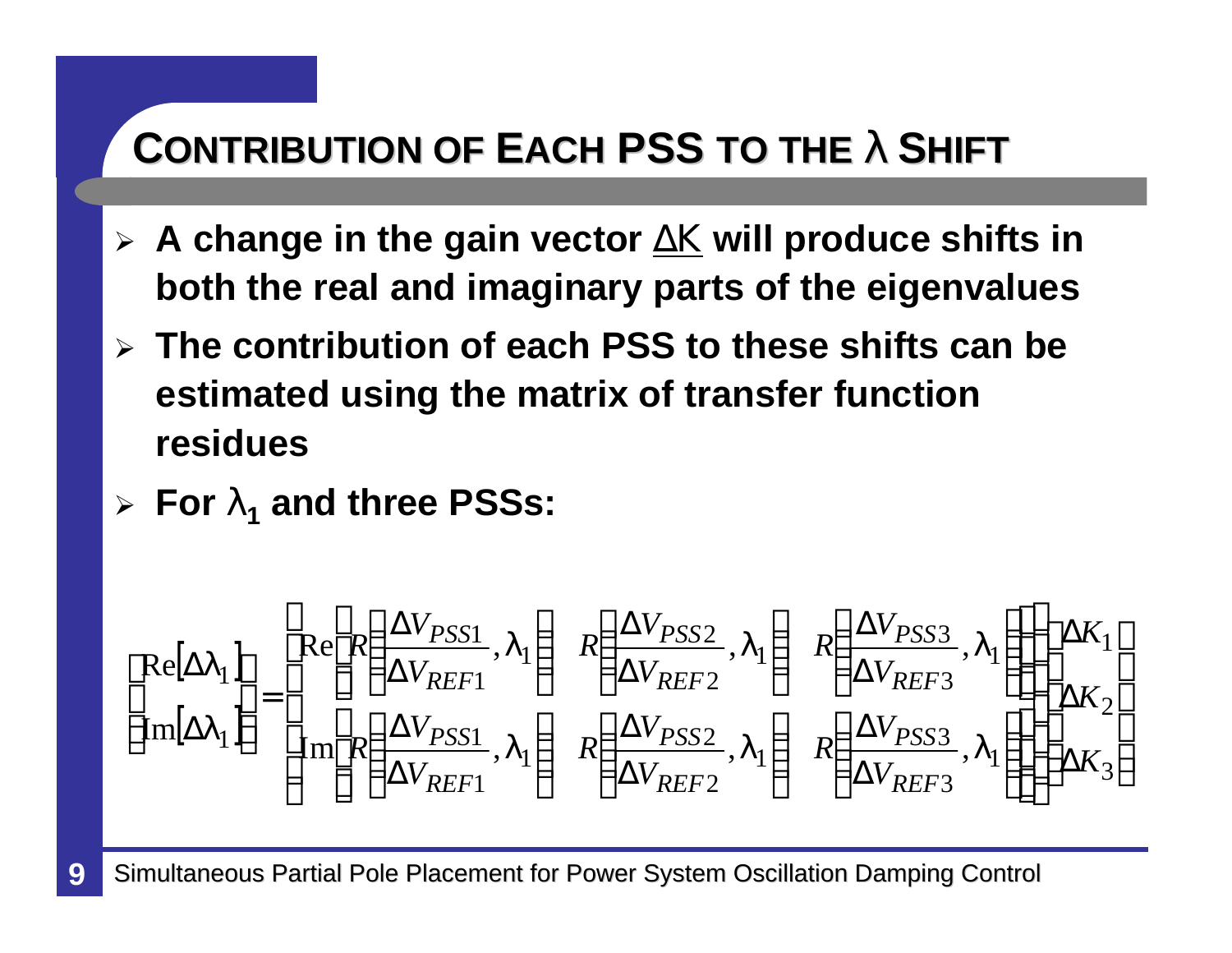# Contribution of Each PSS to the λ Shift

- A change in the gain vector $\underline{\Delta K}$ will produce shifts in both the real and imaginary parts of the eigenvalues
- The contribution of each PSS to these shifts can be estimated using the matrix of transfer function residues
- For $\lambda_1$ and three PSSs:

$$
\begin{bmatrix} \mathrm{Re}[\Delta\lambda_1] \\ \mathrm{Im}[\Delta\lambda_1] \end{bmatrix} =
\begin{bmatrix}
\mathrm{Re}\left[ R\left(\dfrac{\Delta V_{PSS1}}{\Delta V_{REF1}}, \lambda_1\right) \quad R\left(\dfrac{\Delta V_{PSS2}}{\Delta V_{REF2}}, \lambda_1\right) \quad R\left(\dfrac{\Delta V_{PSS3}}{\Delta V_{REF3}}, \lambda_1\right) \right] \\
\mathrm{Im}\left[ R\left(\dfrac{\Delta V_{PSS1}}{\Delta V_{REF1}}, \lambda_1\right) \quad R\left(\dfrac{\Delta V_{PSS2}}{\Delta V_{REF2}}, \lambda_1\right) \quad R\left(\dfrac{\Delta V_{PSS3}}{\Delta V_{REF3}}, \lambda_1\right) \right]
\end{bmatrix}
\begin{bmatrix} \Delta K_1 \\ \Delta K_2 \\ \Delta K_3 \end{bmatrix}
$$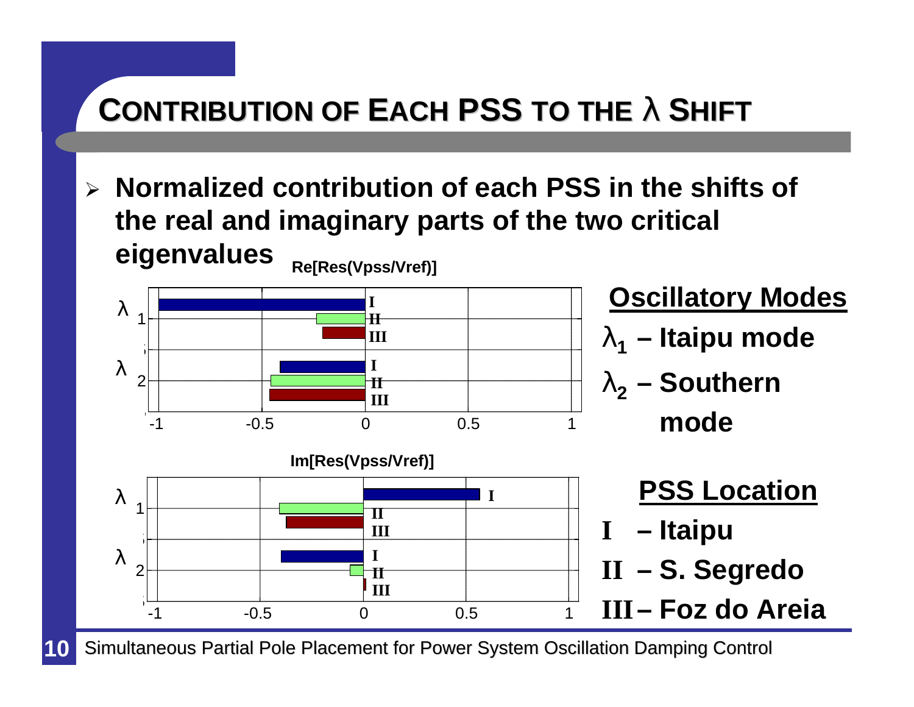# CONTRIBUTION OF EACH PSS TO THE λ SHIFT

- **Normalized contribution of each PSS in the shifts of the real and imaginary parts of the two critical eigenvalues**

**Re[Res(Vpss/Vref)]**

**Im[Res(Vpss/Vref)]**

**Oscillatory Modes**

- **$\lambda_1$ – Itaipu mode**
- **$\lambda_2$ – Southern mode**

**PSS Location**

- **I – Itaipu**
- **II – S. Segredo**
- **III – Foz do Areia**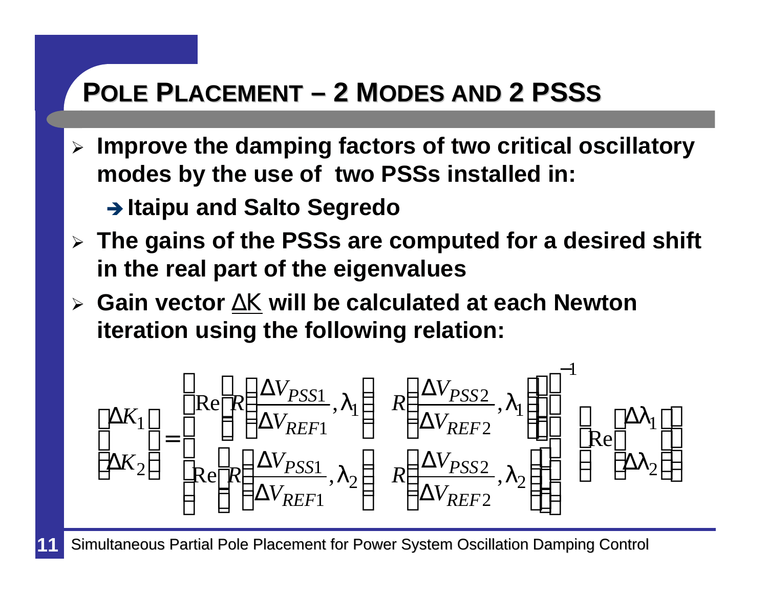# Pole Placement – 2 Modes and 2 PSSs

- **Improve the damping factors of two critical oscillatory modes by the use of two PSSs installed in:**
  - ➔ **Itaipu and Salto Segredo**
- **The gains of the PSSs are computed for a desired shift in the real part of the eigenvalues**
- **Gain vector $\underline{\Delta K}$ will be calculated at each Newton iteration using the following relation:**

$$
\begin{bmatrix} \Delta K_1 \\ \Delta K_2 \end{bmatrix} = \begin{bmatrix} \operatorname{Re}\left[ R\left(\dfrac{\Delta V_{PSS1}}{\Delta V_{REF1}}, \lambda_1\right) \quad R\left(\dfrac{\Delta V_{PSS2}}{\Delta V_{REF2}}, \lambda_1\right)\right] \\ \operatorname{Re}\left[ R\left(\dfrac{\Delta V_{PSS1}}{\Delta V_{REF1}}, \lambda_2\right) \quad R\left(\dfrac{\Delta V_{PSS2}}{\Delta V_{REF2}}, \lambda_2\right)\right] \end{bmatrix}^{-1} \cdot \operatorname{Re}\begin{bmatrix} \Delta\lambda_1 \\ \Delta\lambda_2 \end{bmatrix}
$$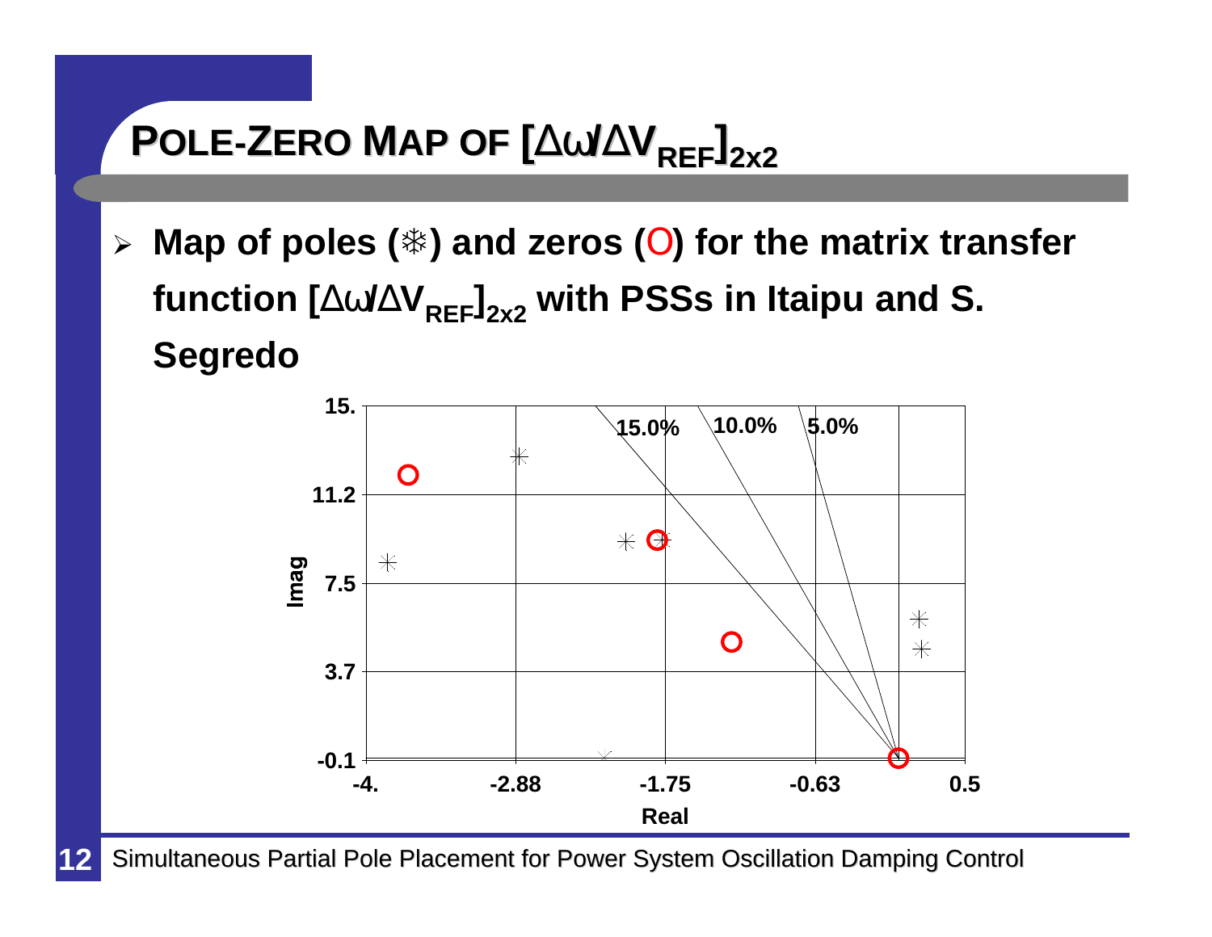# POLE-ZERO MAP OF $[\Delta\omega/\Delta V_{REF}]_{2x2}$

- **Map of poles (❄) and zeros (O) for the matrix transfer function $[\Delta\omega/\Delta V_{REF}]_{2x2}$ with PSSs in Itaipu and S. Segredo**

15.0% 10.0% 5.0%

Imag: 15. 11.2 7.5 3.7 -0.1

Real: -4. -2.88 -1.75 -0.63 0.5

Simultaneous Partial Pole Placement for Power System Oscillation Damping Control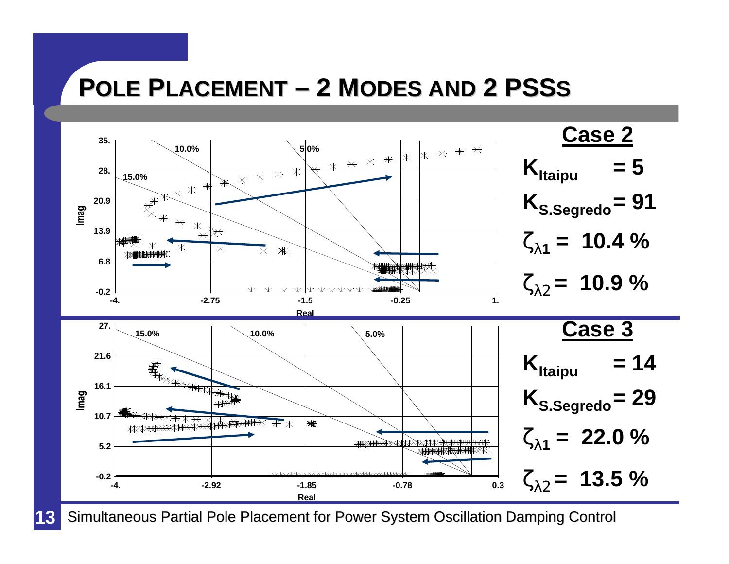# POLE PLACEMENT – 2 MODES AND 2 PSSs

## Case 2

$K_{Itaipu} = 5$

$K_{S.Segredo} = 91$

$\zeta_{\lambda 1} = 10.4\ \%$

$\zeta_{\lambda 2} = 10.9\ \%$

## Case 3

$K_{Itaipu} = 14$

$K_{S.Segredo} = 29$

$\zeta_{\lambda 1} = 22.0\ \%$

$\zeta_{\lambda 2} = 13.5\ \%$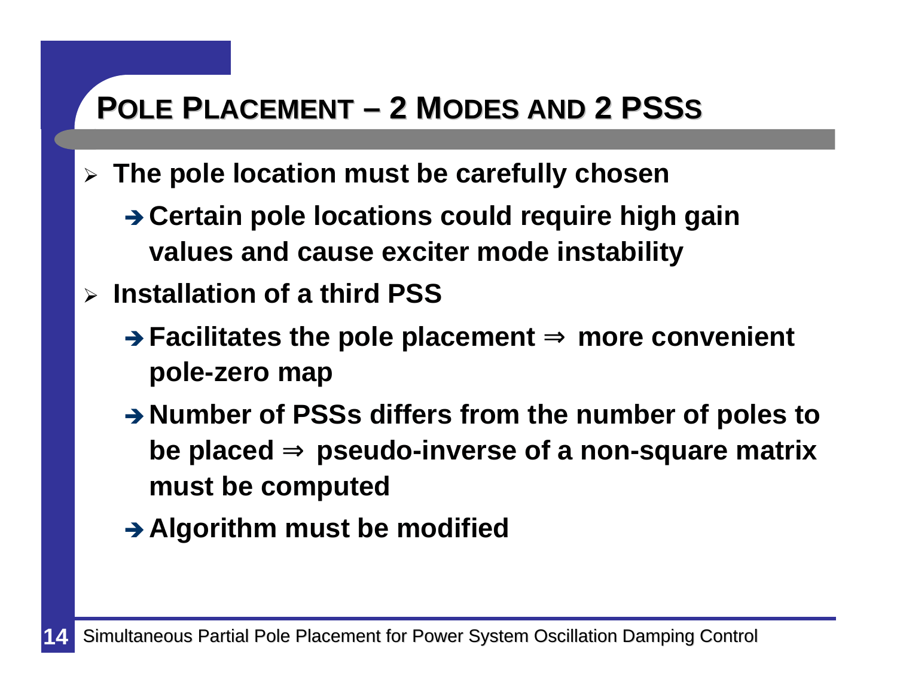# POLE PLACEMENT – 2 MODES AND 2 PSSS

- **The pole location must be carefully chosen**
  - ➔ **Certain pole locations could require high gain values and cause exciter mode instability**
- **Installation of a third PSS**
  - ➔ **Facilitates the pole placement ⇒ more convenient pole-zero map**
  - ➔ **Number of PSSs differs from the number of poles to be placed ⇒ pseudo-inverse of a non-square matrix must be computed**
  - ➔ **Algorithm must be modified**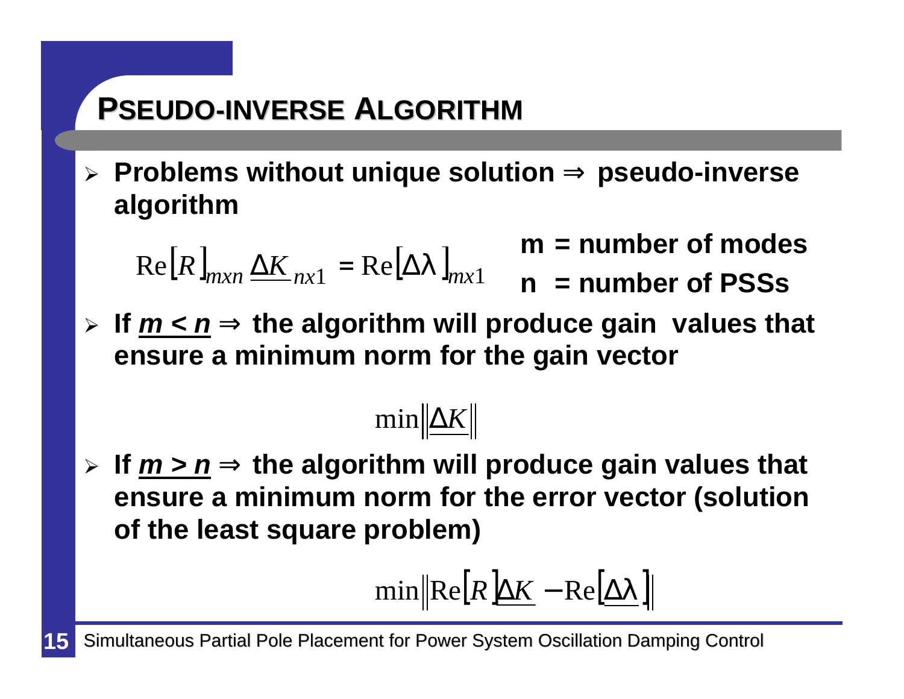# PSEUDO-INVERSE ALGORITHM

- **Problems without unique solution ⇒ pseudo-inverse algorithm**

$$\mathrm{Re}\left[R\right]_{mxn}\,\underline{\Delta K}_{nx1} = \mathrm{Re}\left[\Delta\lambda\right]_{mx1}$$

**m = number of modes**

**n = number of PSSs**

- **If *m < n* ⇒ the algorithm will produce gain values that ensure a minimum norm for the gain vector**

$$\min\left\|\underline{\Delta K}\right\|$$

- **If *m > n* ⇒ the algorithm will produce gain values that ensure a minimum norm for the error vector (solution of the least square problem)**

$$\min\left\|\mathrm{Re}\left[R\right]\underline{\Delta K} - \mathrm{Re}\left[\underline{\Delta\lambda}\right]\right\|$$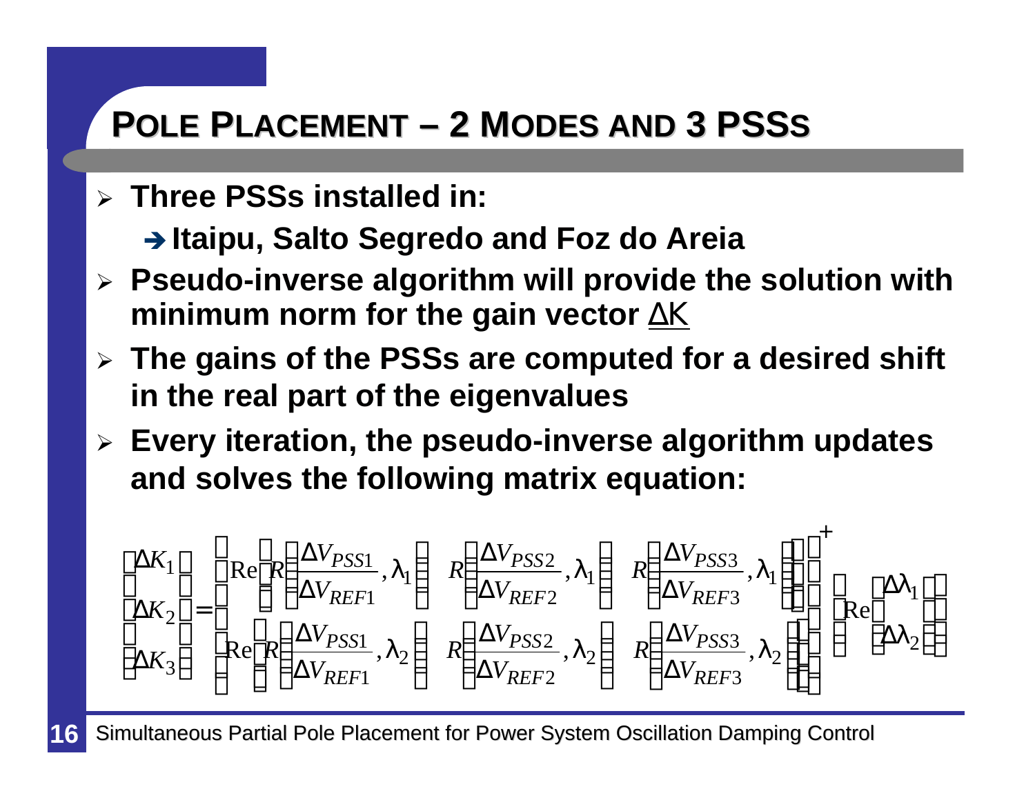# Pole Placement – 2 Modes and 3 PSSs

- **Three PSSs installed in:**
  - ➔ **Itaipu, Salto Segredo and Foz do Areia**
- **Pseudo-inverse algorithm will provide the solution with minimum norm for the gain vector ΔK**
- **The gains of the PSSs are computed for a desired shift in the real part of the eigenvalues**
- **Every iteration, the pseudo-inverse algorithm updates and solves the following matrix equation:**

$$
\begin{bmatrix} \Delta K_1 \\ \Delta K_2 \\ \Delta K_3 \end{bmatrix} =
\begin{bmatrix}
\operatorname{Re}\left[ R\left(\dfrac{\Delta V_{PSS1}}{\Delta V_{REF1}},\lambda_1\right) \quad R\left(\dfrac{\Delta V_{PSS2}}{\Delta V_{REF2}},\lambda_1\right) \quad R\left(\dfrac{\Delta V_{PSS3}}{\Delta V_{REF3}},\lambda_1\right) \right] \\
\operatorname{Re}\left[ R\left(\dfrac{\Delta V_{PSS1}}{\Delta V_{REF1}},\lambda_2\right) \quad R\left(\dfrac{\Delta V_{PSS2}}{\Delta V_{REF2}},\lambda_2\right) \quad R\left(\dfrac{\Delta V_{PSS3}}{\Delta V_{REF3}},\lambda_2\right) \right]
\end{bmatrix}^{+}
\operatorname{Re}\begin{bmatrix} \Delta\lambda_1 \\ \Delta\lambda_2 \end{bmatrix}
$$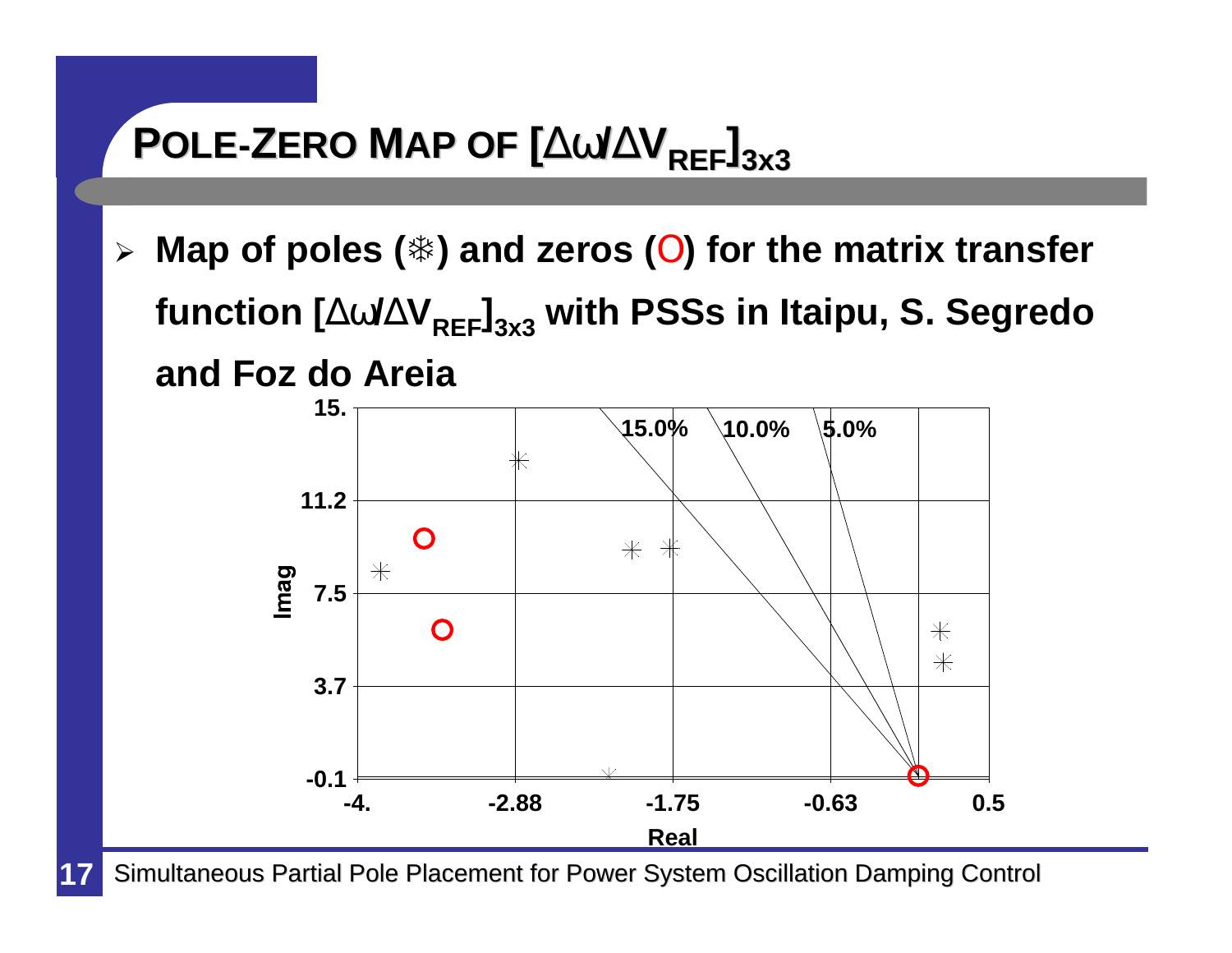# POLE-ZERO MAP OF $[\Delta\omega/\Delta V_{REF}]_{3x3}$

- Map of poles (❄) and zeros (O) for the matrix transfer function $[\Delta\omega/\Delta V_{REF}]_{3x3}$ with PSSs in Itaipu, S. Segredo and Foz do Areia

Imag

15.

11.2

7.5

3.7

-0.1

-4. -2.88 -1.75 -0.63 0.5

Real

15.0% 10.0% 5.0%

Simultaneous Partial Pole Placement for Power System Oscillation Damping Control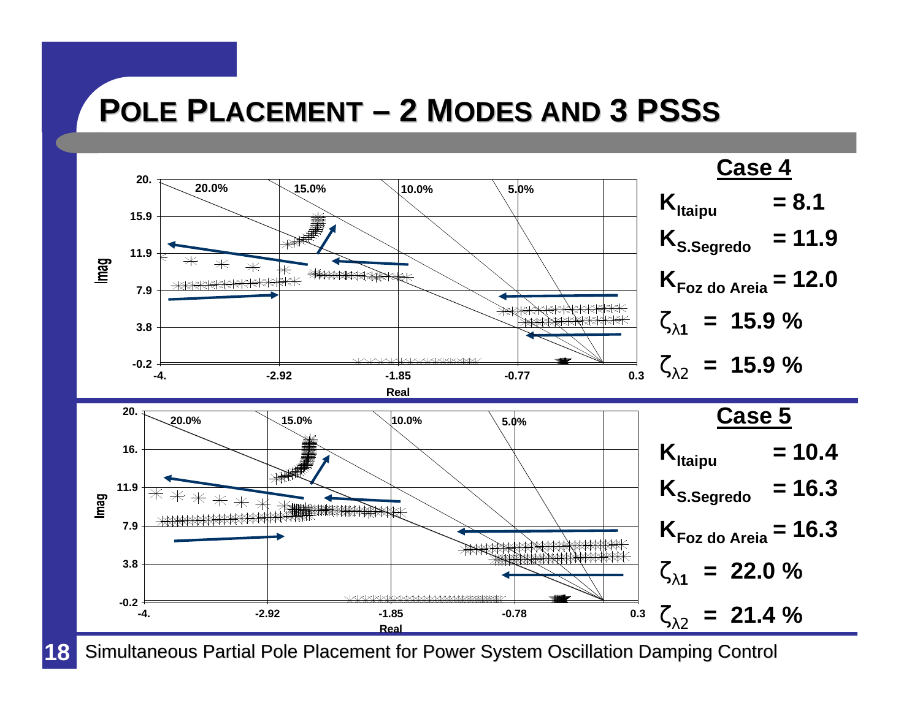# POLE PLACEMENT – 2 MODES AND 3 PSSS

## Case 4

$K_{Itaipu}$ = 8.1

$K_{S.Segredo}$ = 11.9

$K_{Foz\ do\ Areia}$ = 12.0

$\zeta_{\lambda 1}$ = 15.9 %

$\zeta_{\lambda 2}$ = 15.9 %

## Case 5

$K_{Itaipu}$ = 10.4

$K_{S.Segredo}$ = 16.3

$K_{Foz\ do\ Areia}$ = 16.3

$\zeta_{\lambda 1}$ = 22.0 %

$\zeta_{\lambda 2}$ = 21.4 %

Simultaneous Partial Pole Placement for Power System Oscillation Damping Control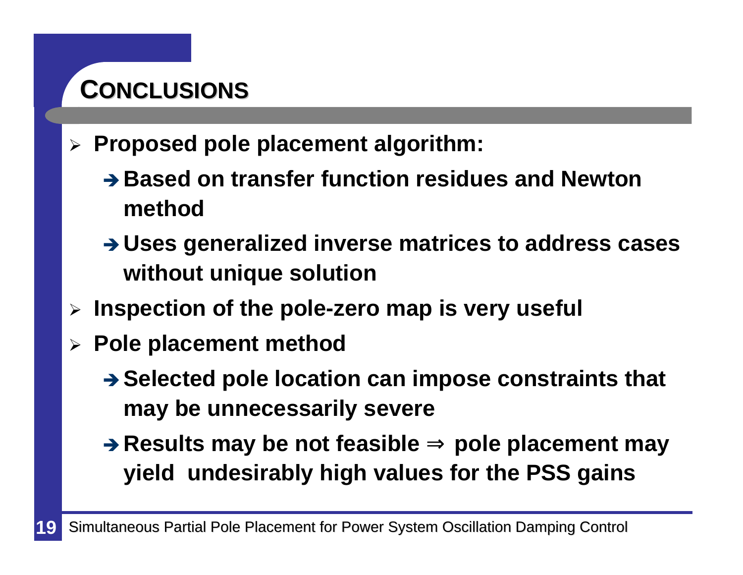# CONCLUSIONS

- **Proposed pole placement algorithm:**
  - **➔ Based on transfer function residues and Newton method**
  - **➔ Uses generalized inverse matrices to address cases without unique solution**
- **Inspection of the pole-zero map is very useful**
- **Pole placement method**
  - **➔ Selected pole location can impose constraints that may be unnecessarily severe**
  - **➔ Results may be not feasible ⇒ pole placement may yield undesirably high values for the PSS gains**